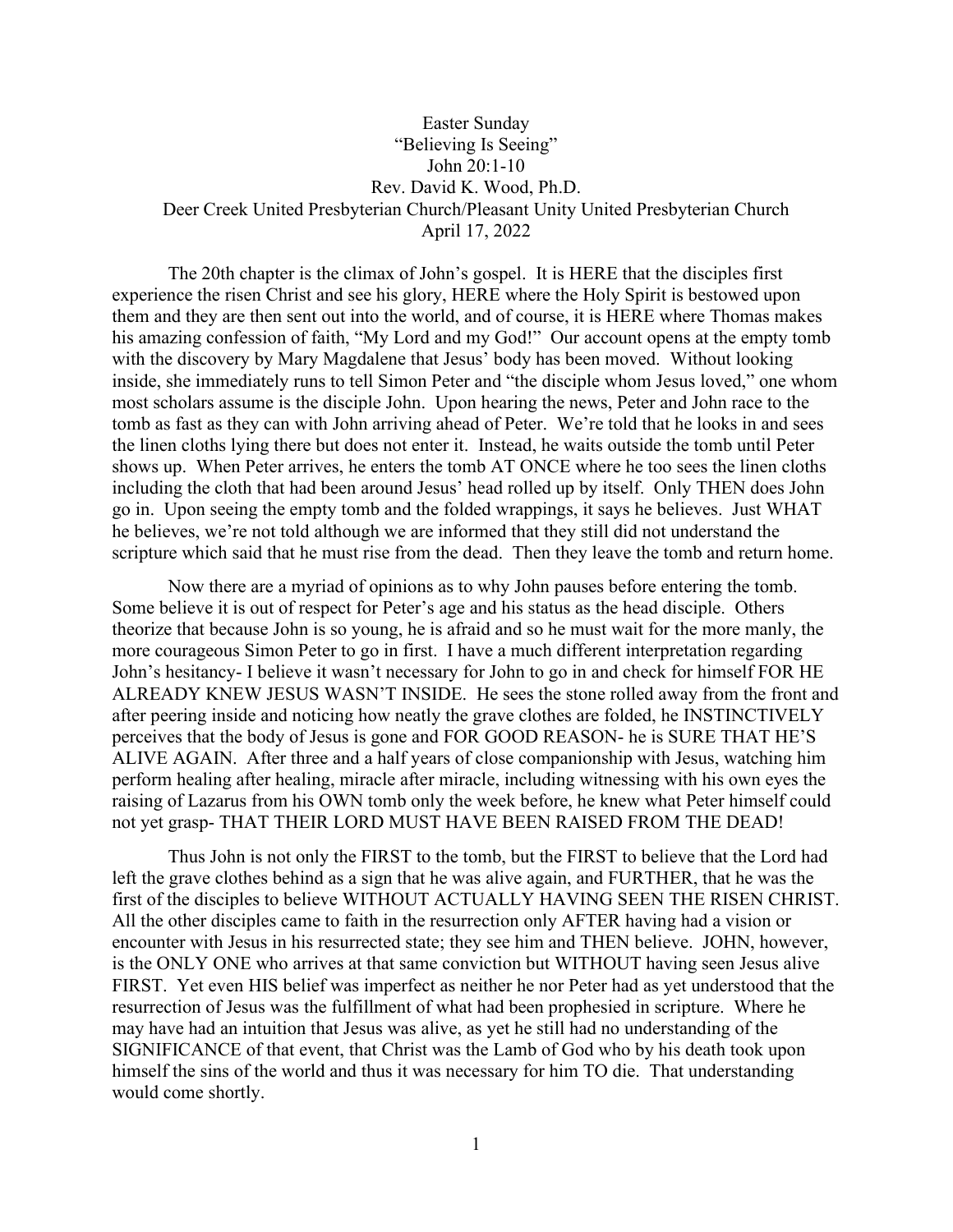Easter Sunday

"Believing Is Seeing"

John 20:1-10

Rev. David K. Wood, Ph.D.

Deer Creek United Presbyterian Church/Pleasant Unity United Presbyterian Church

April 17, 2022

The 20th chapter is the climax of John's gospel. It is HERE that the disciples first experience the risen Christ and see his glory, HERE where the Holy Spirit is bestowed upon them and they are then sent out into the world, and of course, it is HERE where Thomas makes his amazing confession of faith, "My Lord and my God!" Our account opens at the empty tomb with the discovery by Mary Magdalene that Jesus' body has been moved. Without looking inside, she immediately runs to tell Simon Peter and "the disciple whom Jesus loved," one whom most scholars assume is the disciple John. Upon hearing the news, Peter and John race to the tomb as fast as they can with John arriving ahead of Peter. We're told that he looks in and sees the linen cloths lying there but does not enter it. Instead, he waits outside the tomb until Peter shows up. When Peter arrives, he enters the tomb AT ONCE where he too sees the linen cloths including the cloth that had been around Jesus' head rolled up by itself. Only THEN does John go in. Upon seeing the empty tomb and the folded wrappings, it says he believes. Just WHAT he believes, we're not told although we are informed that they still did not understand the scripture which said that he must rise from the dead. Then they leave the tomb and return home.

Now there are a myriad of opinions as to why John pauses before entering the tomb. Some believe it is out of respect for Peter's age and his status as the head disciple. Others theorize that because John is so young, he is afraid and so he must wait for the more manly, the more courageous Simon Peter to go in first. I have a much different interpretation regarding John's hesitancy- I believe it wasn't necessary for John to go in and check for himself FOR HE ALREADY KNEW JESUS WASN'T INSIDE. He sees the stone rolled away from the front and after peering inside and noticing how neatly the grave clothes are folded, he INSTINCTIVELY perceives that the body of Jesus is gone and FOR GOOD REASON- he is SURE THAT HE'S ALIVE AGAIN. After three and a half years of close companionship with Jesus, watching him perform healing after healing, miracle after miracle, including witnessing with his own eyes the raising of Lazarus from his OWN tomb only the week before, he knew what Peter himself could not yet grasp- THAT THEIR LORD MUST HAVE BEEN RAISED FROM THE DEAD!

Thus John is not only the FIRST to the tomb, but the FIRST to believe that the Lord had left the grave clothes behind as a sign that he was alive again, and FURTHER, that he was the first of the disciples to believe WITHOUT ACTUALLY HAVING SEEN THE RISEN CHRIST. All the other disciples came to faith in the resurrection only AFTER having had a vision or encounter with Jesus in his resurrected state; they see him and THEN believe. JOHN, however, is the ONLY ONE who arrives at that same conviction but WITHOUT having seen Jesus alive FIRST. Yet even HIS belief was imperfect as neither he nor Peter had as yet understood that the resurrection of Jesus was the fulfillment of what had been prophesied in scripture. Where he may have had an intuition that Jesus was alive, as yet he still had no understanding of the SIGNIFICANCE of that event, that Christ was the Lamb of God who by his death took upon himself the sins of the world and thus it was necessary for him TO die. That understanding would come shortly.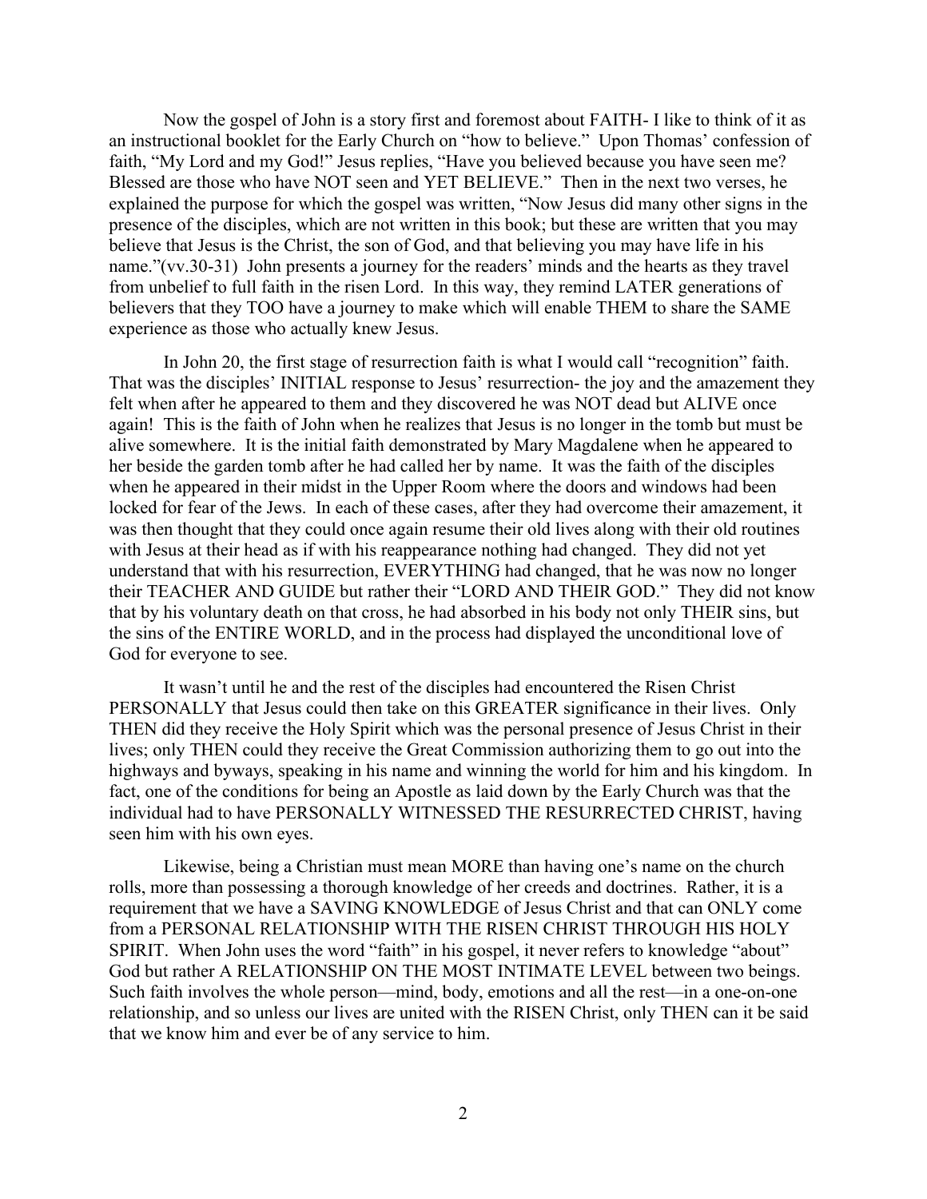Now the gospel of John is a story first and foremost about FAITH- I like to think of it as an instructional booklet for the Early Church on "how to believe." Upon Thomas' confession of faith, "My Lord and my God!" Jesus replies, "Have you believed because you have seen me? Blessed are those who have NOT seen and YET BELIEVE." Then in the next two verses, he explained the purpose for which the gospel was written, "Now Jesus did many other signs in the presence of the disciples, which are not written in this book; but these are written that you may believe that Jesus is the Christ, the son of God, and that believing you may have life in his name."(vv.30-31) John presents a journey for the readers' minds and the hearts as they travel from unbelief to full faith in the risen Lord. In this way, they remind LATER generations of believers that they TOO have a journey to make which will enable THEM to share the SAME experience as those who actually knew Jesus.

In John 20, the first stage of resurrection faith is what I would call "recognition" faith. That was the disciples' INITIAL response to Jesus' resurrection- the joy and the amazement they felt when after he appeared to them and they discovered he was NOT dead but ALIVE once again! This is the faith of John when he realizes that Jesus is no longer in the tomb but must be alive somewhere. It is the initial faith demonstrated by Mary Magdalene when he appeared to her beside the garden tomb after he had called her by name. It was the faith of the disciples when he appeared in their midst in the Upper Room where the doors and windows had been locked for fear of the Jews. In each of these cases, after they had overcome their amazement, it was then thought that they could once again resume their old lives along with their old routines with Jesus at their head as if with his reappearance nothing had changed. They did not yet understand that with his resurrection, EVERYTHING had changed, that he was now no longer their TEACHER AND GUIDE but rather their "LORD AND THEIR GOD." They did not know that by his voluntary death on that cross, he had absorbed in his body not only THEIR sins, but the sins of the ENTIRE WORLD, and in the process had displayed the unconditional love of God for everyone to see.

It wasn't until he and the rest of the disciples had encountered the Risen Christ PERSONALLY that Jesus could then take on this GREATER significance in their lives. Only THEN did they receive the Holy Spirit which was the personal presence of Jesus Christ in their lives; only THEN could they receive the Great Commission authorizing them to go out into the highways and byways, speaking in his name and winning the world for him and his kingdom. In fact, one of the conditions for being an Apostle as laid down by the Early Church was that the individual had to have PERSONALLY WITNESSED THE RESURRECTED CHRIST, having seen him with his own eyes.

Likewise, being a Christian must mean MORE than having one's name on the church rolls, more than possessing a thorough knowledge of her creeds and doctrines. Rather, it is a requirement that we have a SAVING KNOWLEDGE of Jesus Christ and that can ONLY come from a PERSONAL RELATIONSHIP WITH THE RISEN CHRIST THROUGH HIS HOLY SPIRIT. When John uses the word "faith" in his gospel, it never refers to knowledge "about" God but rather A RELATIONSHIP ON THE MOST INTIMATE LEVEL between two beings. Such faith involves the whole person—mind, body, emotions and all the rest—in a one-on-one relationship, and so unless our lives are united with the RISEN Christ, only THEN can it be said that we know him and ever be of any service to him.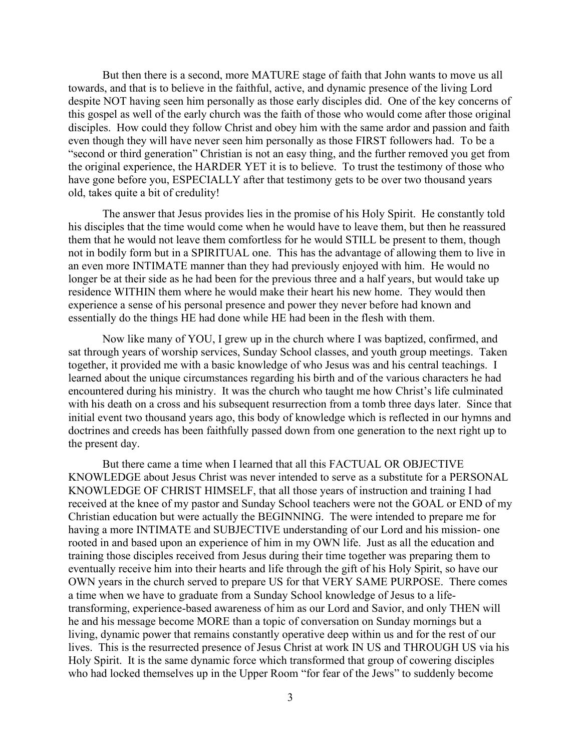But then there is a second, more MATURE stage of faith that John wants to move us all towards, and that is to believe in the faithful, active, and dynamic presence of the living Lord despite NOT having seen him personally as those early disciples did. One of the key concerns of this gospel as well of the early church was the faith of those who would come after those original disciples. How could they follow Christ and obey him with the same ardor and passion and faith even though they will have never seen him personally as those FIRST followers had. To be a "second or third generation" Christian is not an easy thing, and the further removed you get from the original experience, the HARDER YET it is to believe. To trust the testimony of those who have gone before you, ESPECIALLY after that testimony gets to be over two thousand years old, takes quite a bit of credulity!

The answer that Jesus provides lies in the promise of his Holy Spirit. He constantly told his disciples that the time would come when he would have to leave them, but then he reassured them that he would not leave them comfortless for he would STILL be present to them, though not in bodily form but in a SPIRITUAL one. This has the advantage of allowing them to live in an even more INTIMATE manner than they had previously enjoyed with him. He would no longer be at their side as he had been for the previous three and a half years, but would take up residence WITHIN them where he would make their heart his new home. They would then experience a sense of his personal presence and power they never before had known and essentially do the things HE had done while HE had been in the flesh with them.

Now like many of YOU, I grew up in the church where I was baptized, confirmed, and sat through years of worship services, Sunday School classes, and youth group meetings. Taken together, it provided me with a basic knowledge of who Jesus was and his central teachings. I learned about the unique circumstances regarding his birth and of the various characters he had encountered during his ministry. It was the church who taught me how Christ's life culminated with his death on a cross and his subsequent resurrection from a tomb three days later. Since that initial event two thousand years ago, this body of knowledge which is reflected in our hymns and doctrines and creeds has been faithfully passed down from one generation to the next right up to the present day.

But there came a time when I learned that all this FACTUAL OR OBJECTIVE KNOWLEDGE about Jesus Christ was never intended to serve as a substitute for a PERSONAL KNOWLEDGE OF CHRIST HIMSELF, that all those years of instruction and training I had received at the knee of my pastor and Sunday School teachers were not the GOAL or END of my Christian education but were actually the BEGINNING. The were intended to prepare me for having a more INTIMATE and SUBJECTIVE understanding of our Lord and his mission- one rooted in and based upon an experience of him in my OWN life. Just as all the education and training those disciples received from Jesus during their time together was preparing them to eventually receive him into their hearts and life through the gift of his Holy Spirit, so have our OWN years in the church served to prepare US for that VERY SAME PURPOSE. There comes a time when we have to graduate from a Sunday School knowledge of Jesus to a life-transforming, experience-based awareness of him as our Lord and Savior, and only THEN will he and his message become MORE than a topic of conversation on Sunday mornings but a living, dynamic power that remains constantly operative deep within us and for the rest of our lives. This is the resurrected presence of Jesus Christ at work IN US and THROUGH US via his Holy Spirit. It is the same dynamic force which transformed that group of cowering disciples who had locked themselves up in the Upper Room "for fear of the Jews" to suddenly become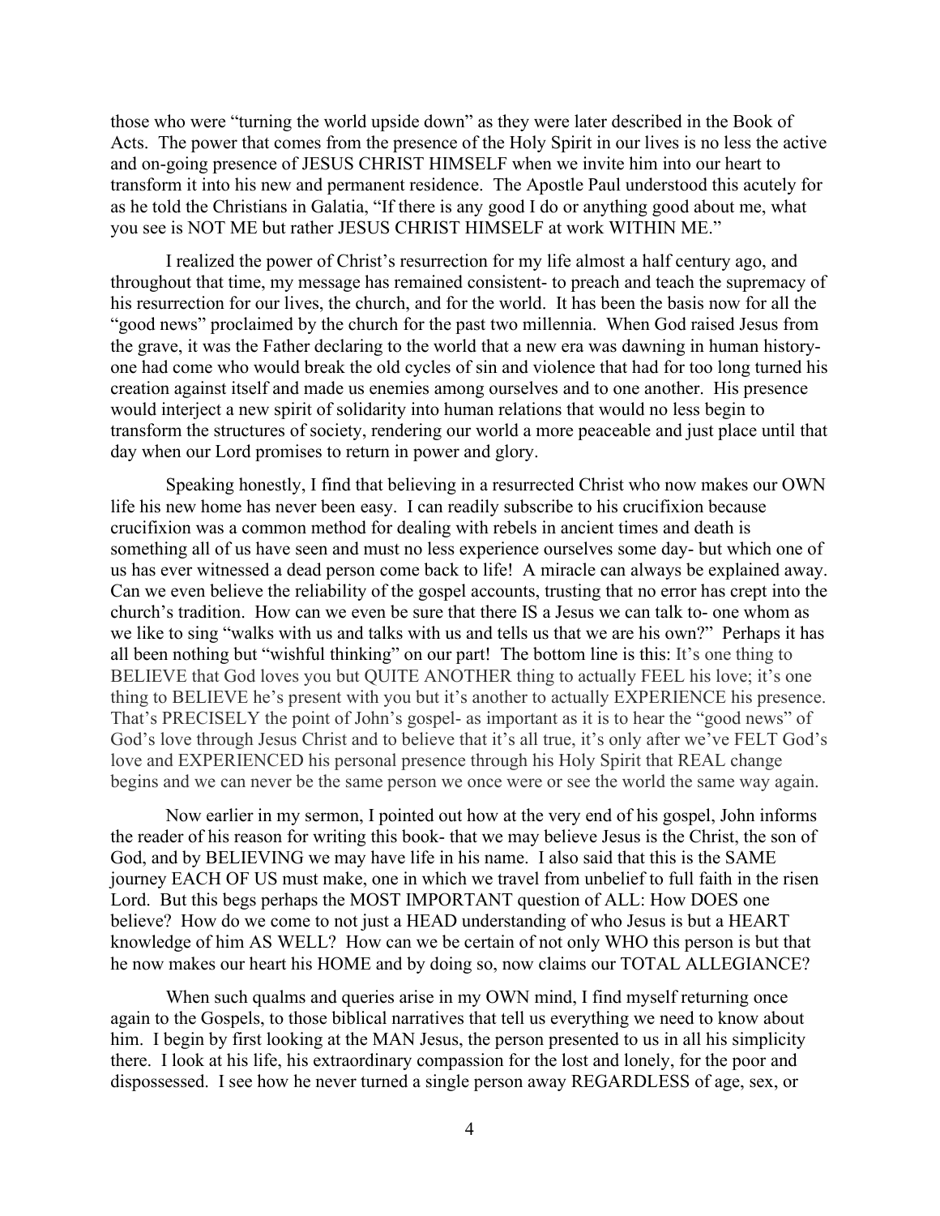those who were "turning the world upside down" as they were later described in the Book of Acts. The power that comes from the presence of the Holy Spirit in our lives is no less the active and on-going presence of JESUS CHRIST HIMSELF when we invite him into our heart to transform it into his new and permanent residence. The Apostle Paul understood this acutely for as he told the Christians in Galatia, "If there is any good I do or anything good about me, what you see is NOT ME but rather JESUS CHRIST HIMSELF at work WITHIN ME."

I realized the power of Christ's resurrection for my life almost a half century ago, and throughout that time, my message has remained consistent- to preach and teach the supremacy of his resurrection for our lives, the church, and for the world. It has been the basis now for all the "good news" proclaimed by the church for the past two millennia. When God raised Jesus from the grave, it was the Father declaring to the world that a new era was dawning in human history- one had come who would break the old cycles of sin and violence that had for too long turned his creation against itself and made us enemies among ourselves and to one another. His presence would interject a new spirit of solidarity into human relations that would no less begin to transform the structures of society, rendering our world a more peaceable and just place until that day when our Lord promises to return in power and glory.

Speaking honestly, I find that believing in a resurrected Christ who now makes our OWN life his new home has never been easy. I can readily subscribe to his crucifixion because crucifixion was a common method for dealing with rebels in ancient times and death is something all of us have seen and must no less experience ourselves some day- but which one of us has ever witnessed a dead person come back to life! A miracle can always be explained away. Can we even believe the reliability of the gospel accounts, trusting that no error has crept into the church's tradition. How can we even be sure that there IS a Jesus we can talk to- one whom as we like to sing "walks with us and talks with us and tells us that we are his own?" Perhaps it has all been nothing but "wishful thinking" on our part! The bottom line is this: It's one thing to BELIEVE that God loves you but QUITE ANOTHER thing to actually FEEL his love; it's one thing to BELIEVE he's present with you but it's another to actually EXPERIENCE his presence. That's PRECISELY the point of John's gospel- as important as it is to hear the "good news" of God's love through Jesus Christ and to believe that it's all true, it's only after we've FELT God's love and EXPERIENCED his personal presence through his Holy Spirit that REAL change begins and we can never be the same person we once were or see the world the same way again.

Now earlier in my sermon, I pointed out how at the very end of his gospel, John informs the reader of his reason for writing this book- that we may believe Jesus is the Christ, the son of God, and by BELIEVING we may have life in his name. I also said that this is the SAME journey EACH OF US must make, one in which we travel from unbelief to full faith in the risen Lord. But this begs perhaps the MOST IMPORTANT question of ALL: How DOES one believe? How do we come to not just a HEAD understanding of who Jesus is but a HEART knowledge of him AS WELL? How can we be certain of not only WHO this person is but that he now makes our heart his HOME and by doing so, now claims our TOTAL ALLEGIANCE?

When such qualms and queries arise in my OWN mind, I find myself returning once again to the Gospels, to those biblical narratives that tell us everything we need to know about him. I begin by first looking at the MAN Jesus, the person presented to us in all his simplicity there. I look at his life, his extraordinary compassion for the lost and lonely, for the poor and dispossessed. I see how he never turned a single person away REGARDLESS of age, sex, or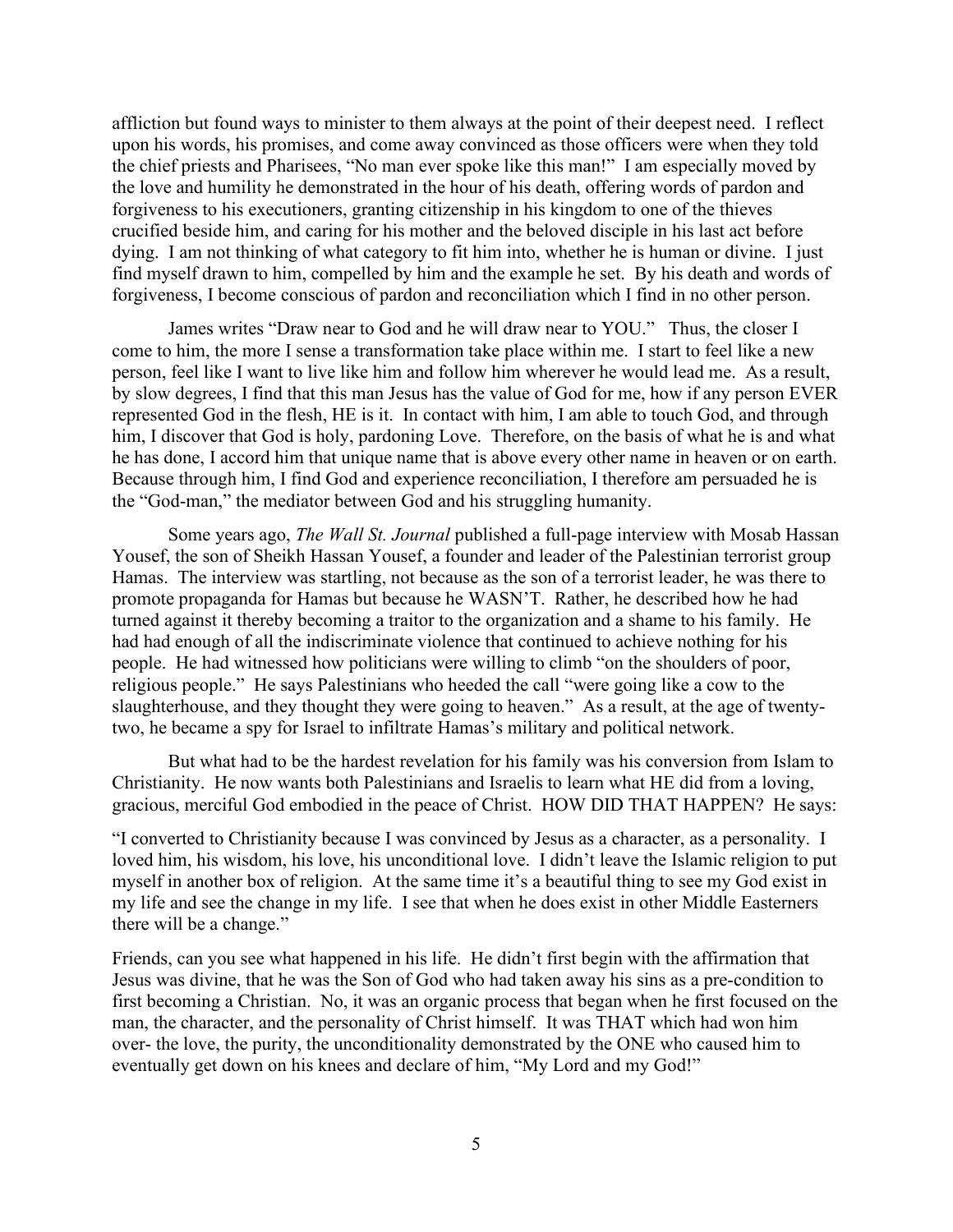affliction but found ways to minister to them always at the point of their deepest need. I reflect upon his words, his promises, and come away convinced as those officers were when they told the chief priests and Pharisees, "No man ever spoke like this man!" I am especially moved by the love and humility he demonstrated in the hour of his death, offering words of pardon and forgiveness to his executioners, granting citizenship in his kingdom to one of the thieves crucified beside him, and caring for his mother and the beloved disciple in his last act before dying. I am not thinking of what category to fit him into, whether he is human or divine. I just find myself drawn to him, compelled by him and the example he set. By his death and words of forgiveness, I become conscious of pardon and reconciliation which I find in no other person.

James writes "Draw near to God and he will draw near to YOU." Thus, the closer I come to him, the more I sense a transformation take place within me. I start to feel like a new person, feel like I want to live like him and follow him wherever he would lead me. As a result, by slow degrees, I find that this man Jesus has the value of God for me, how if any person EVER represented God in the flesh, HE is it. In contact with him, I am able to touch God, and through him, I discover that God is holy, pardoning Love. Therefore, on the basis of what he is and what he has done, I accord him that unique name that is above every other name in heaven or on earth. Because through him, I find God and experience reconciliation, I therefore am persuaded he is the "God-man," the mediator between God and his struggling humanity.

Some years ago, *The Wall St. Journal* published a full-page interview with Mosab Hassan Yousef, the son of Sheikh Hassan Yousef, a founder and leader of the Palestinian terrorist group Hamas. The interview was startling, not because as the son of a terrorist leader, he was there to promote propaganda for Hamas but because he WASN'T. Rather, he described how he had turned against it thereby becoming a traitor to the organization and a shame to his family. He had had enough of all the indiscriminate violence that continued to achieve nothing for his people. He had witnessed how politicians were willing to climb "on the shoulders of poor, religious people." He says Palestinians who heeded the call "were going like a cow to the slaughterhouse, and they thought they were going to heaven." As a result, at the age of twenty-two, he became a spy for Israel to infiltrate Hamas's military and political network.

But what had to be the hardest revelation for his family was his conversion from Islam to Christianity. He now wants both Palestinians and Israelis to learn what HE did from a loving, gracious, merciful God embodied in the peace of Christ. HOW DID THAT HAPPEN? He says:

"I converted to Christianity because I was convinced by Jesus as a character, as a personality. I loved him, his wisdom, his love, his unconditional love. I didn't leave the Islamic religion to put myself in another box of religion. At the same time it's a beautiful thing to see my God exist in my life and see the change in my life. I see that when he does exist in other Middle Easterners there will be a change."

Friends, can you see what happened in his life. He didn't first begin with the affirmation that Jesus was divine, that he was the Son of God who had taken away his sins as a pre-condition to first becoming a Christian. No, it was an organic process that began when he first focused on the man, the character, and the personality of Christ himself. It was THAT which had won him over- the love, the purity, the unconditionality demonstrated by the ONE who caused him to eventually get down on his knees and declare of him, "My Lord and my God!"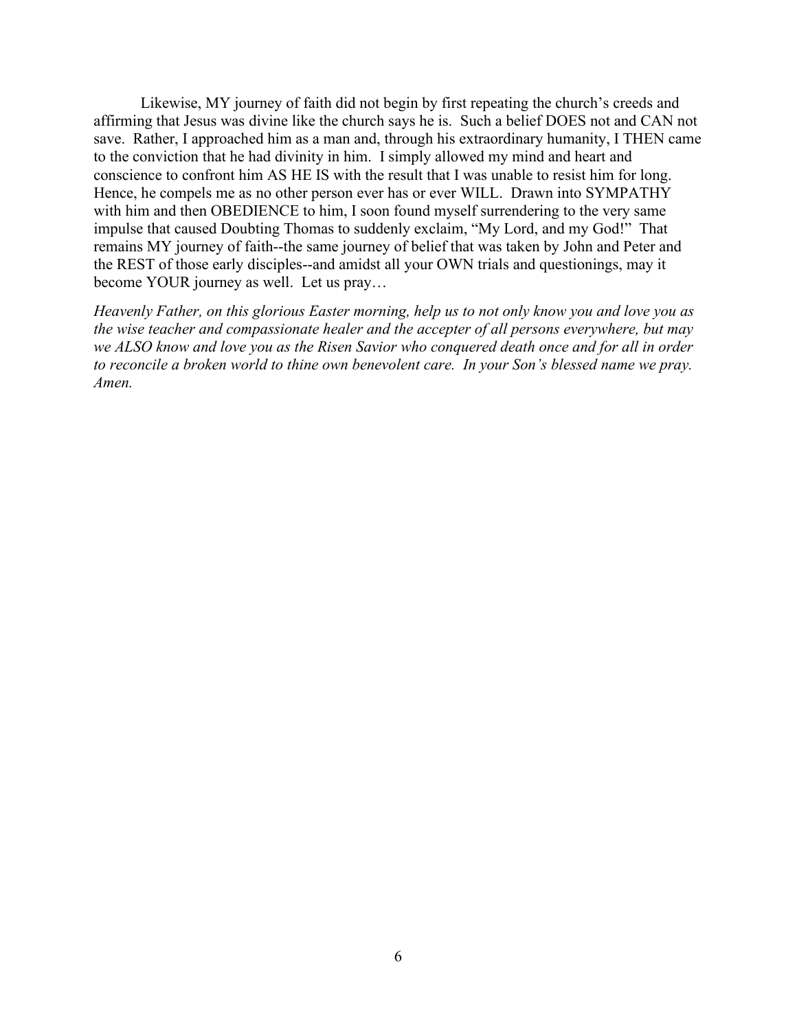Likewise, MY journey of faith did not begin by first repeating the church's creeds and affirming that Jesus was divine like the church says he is. Such a belief DOES not and CAN not save. Rather, I approached him as a man and, through his extraordinary humanity, I THEN came to the conviction that he had divinity in him. I simply allowed my mind and heart and conscience to confront him AS HE IS with the result that I was unable to resist him for long. Hence, he compels me as no other person ever has or ever WILL. Drawn into SYMPATHY with him and then OBEDIENCE to him, I soon found myself surrendering to the very same impulse that caused Doubting Thomas to suddenly exclaim, "My Lord, and my God!" That remains MY journey of faith--the same journey of belief that was taken by John and Peter and the REST of those early disciples--and amidst all your OWN trials and questionings, may it become YOUR journey as well. Let us pray…

*Heavenly Father, on this glorious Easter morning, help us to not only know you and love you as the wise teacher and compassionate healer and the accepter of all persons everywhere, but may we ALSO know and love you as the Risen Savior who conquered death once and for all in order to reconcile a broken world to thine own benevolent care. In your Son's blessed name we pray. Amen.*